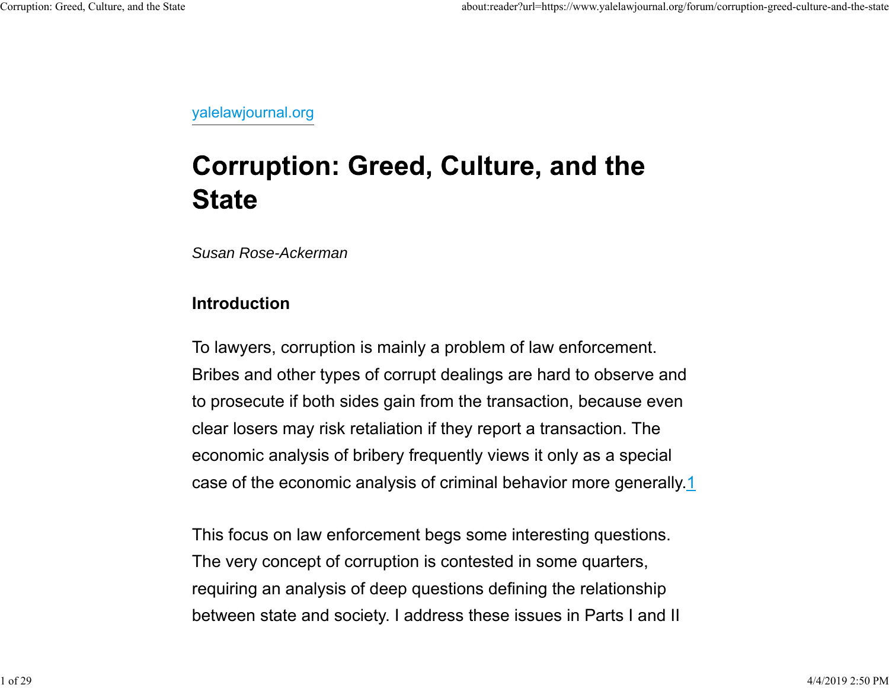yalelawjournal.org

# Corruption: Greed, Culture, and the State

*Susan Rose-Ackerman*

## Introduction

To lawyers, corruption is mainly a problem of law enforcement. Bribes and other types of corrupt dealings are hard to observe and to prosecute if both sides gain from the transaction, because even clear losers may risk retaliation if they report a transaction. The economic analysis of bribery frequently views it only as a special case of the economic analysis of criminal behavior more generally.[1]

This focus on law enforcement begs some interesting questions. The very concept of corruption is contested in some quarters, requiring an analysis of deep questions defining the relationship between state and society. I address these issues in Parts I and II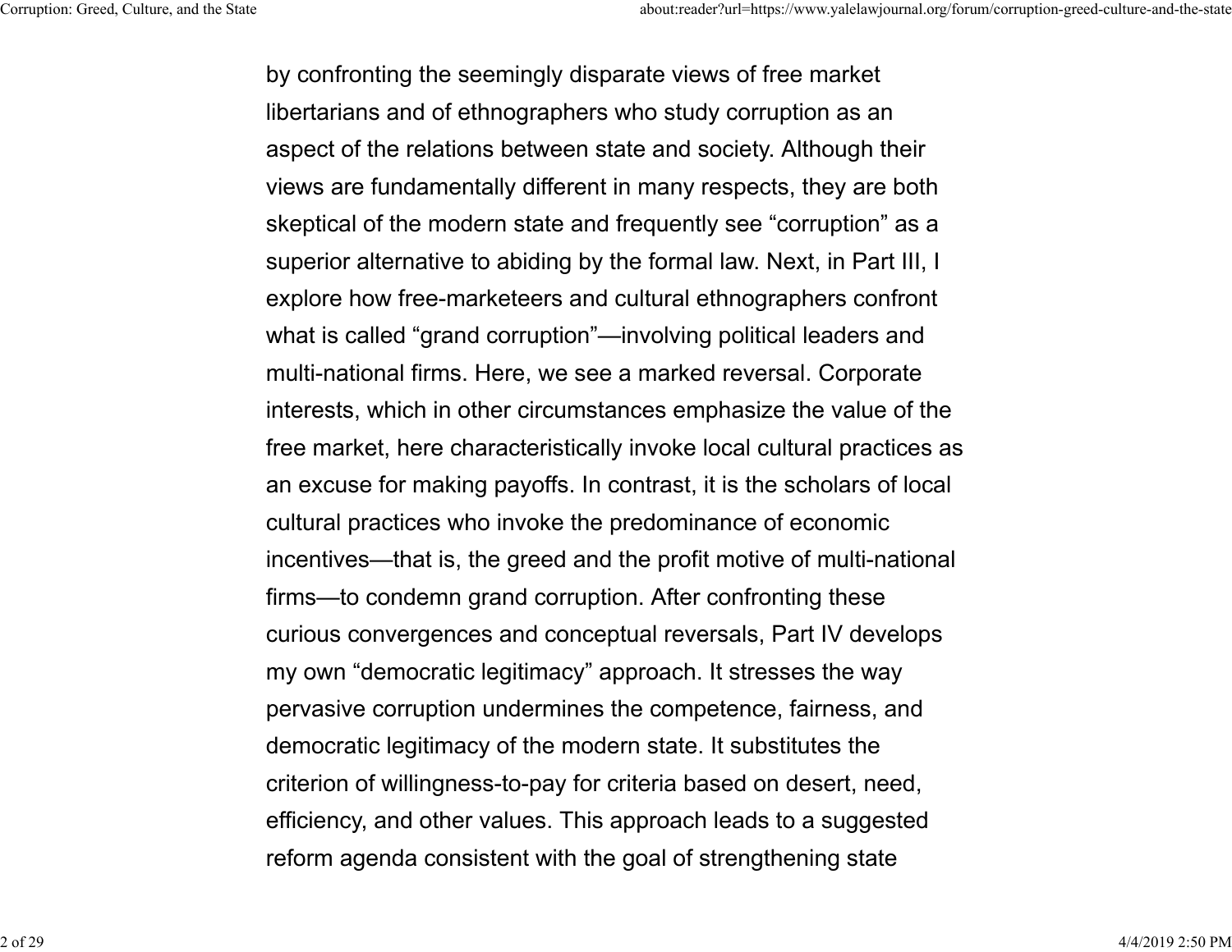by confronting the seemingly disparate views of free market libertarians and of ethnographers who study corruption as an aspect of the relations between state and society. Although their views are fundamentally different in many respects, they are both skeptical of the modern state and frequently see “corruption” as a superior alternative to abiding by the formal law. Next, in Part III, I explore how free-marketeers and cultural ethnographers confront what is called “grand corruption”—involving political leaders and multi-national firms. Here, we see a marked reversal. Corporate interests, which in other circumstances emphasize the value of the free market, here characteristically invoke local cultural practices as an excuse for making payoffs. In contrast, it is the scholars of local cultural practices who invoke the predominance of economic incentives—that is, the greed and the profit motive of multi-national firms—to condemn grand corruption. After confronting these curious convergences and conceptual reversals, Part IV develops my own “democratic legitimacy” approach. It stresses the way pervasive corruption undermines the competence, fairness, and democratic legitimacy of the modern state. It substitutes the criterion of willingness-to-pay for criteria based on desert, need, efficiency, and other values. This approach leads to a suggested reform agenda consistent with the goal of strengthening state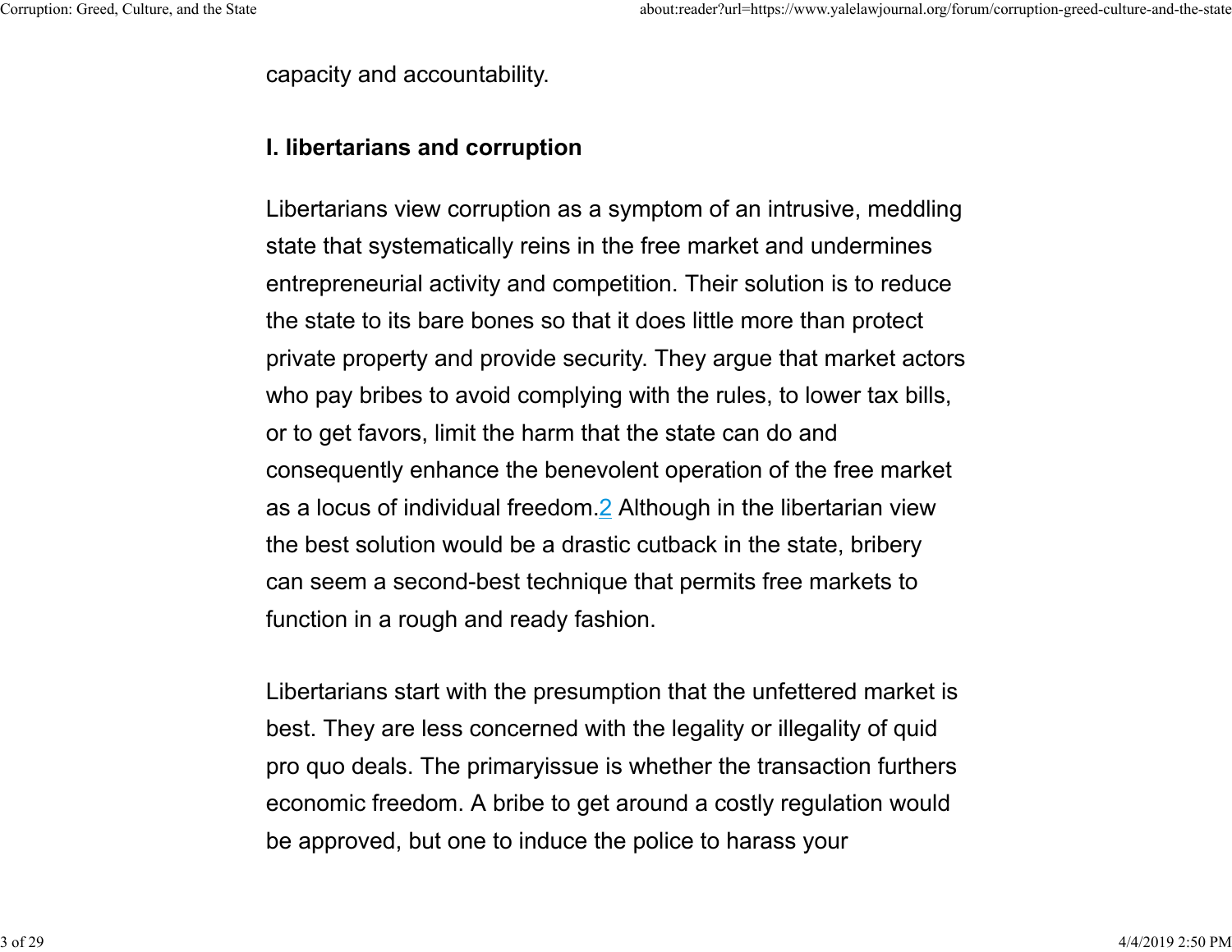capacity and accountability.

## I. libertarians and corruption

Libertarians view corruption as a symptom of an intrusive, meddling state that systematically reins in the free market and undermines entrepreneurial activity and competition. Their solution is to reduce the state to its bare bones so that it does little more than protect private property and provide security. They argue that market actors who pay bribes to avoid complying with the rules, to lower tax bills, or to get favors, limit the harm that the state can do and consequently enhance the benevolent operation of the free market as a locus of individual freedom.[2] Although in the libertarian view the best solution would be a drastic cutback in the state, bribery can seem a second-best technique that permits free markets to function in a rough and ready fashion.

Libertarians start with the presumption that the unfettered market is best. They are less concerned with the legality or illegality of quid pro quo deals. The primaryissue is whether the transaction furthers economic freedom. A bribe to get around a costly regulation would be approved, but one to induce the police to harass your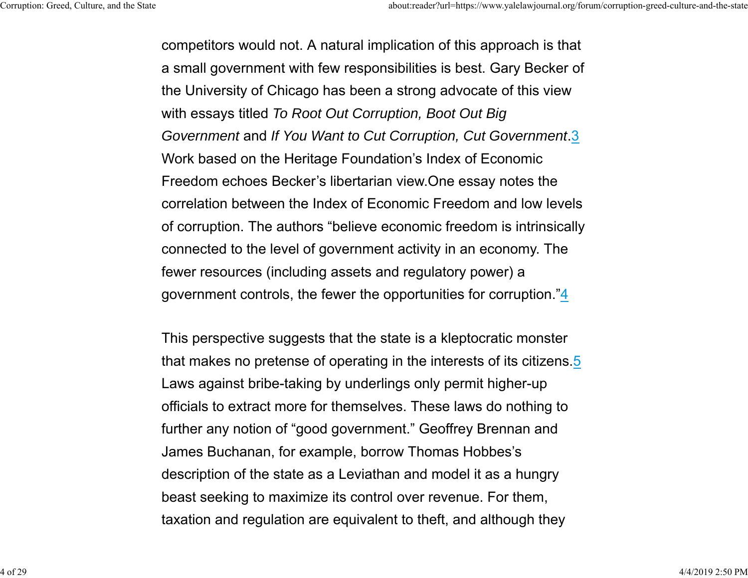competitors would not. A natural implication of this approach is that a small government with few responsibilities is best. Gary Becker of the University of Chicago has been a strong advocate of this view with essays titled *To Root Out Corruption, Boot Out Big Government* and *If You Want to Cut Corruption, Cut Government*.[3] Work based on the Heritage Foundation's Index of Economic Freedom echoes Becker's libertarian view.One essay notes the correlation between the Index of Economic Freedom and low levels of corruption. The authors "believe economic freedom is intrinsically connected to the level of government activity in an economy. The fewer resources (including assets and regulatory power) a government controls, the fewer the opportunities for corruption."[4]

This perspective suggests that the state is a kleptocratic monster that makes no pretense of operating in the interests of its citizens.[5] Laws against bribe-taking by underlings only permit higher-up officials to extract more for themselves. These laws do nothing to further any notion of "good government." Geoffrey Brennan and James Buchanan, for example, borrow Thomas Hobbes's description of the state as a Leviathan and model it as a hungry beast seeking to maximize its control over revenue. For them, taxation and regulation are equivalent to theft, and although they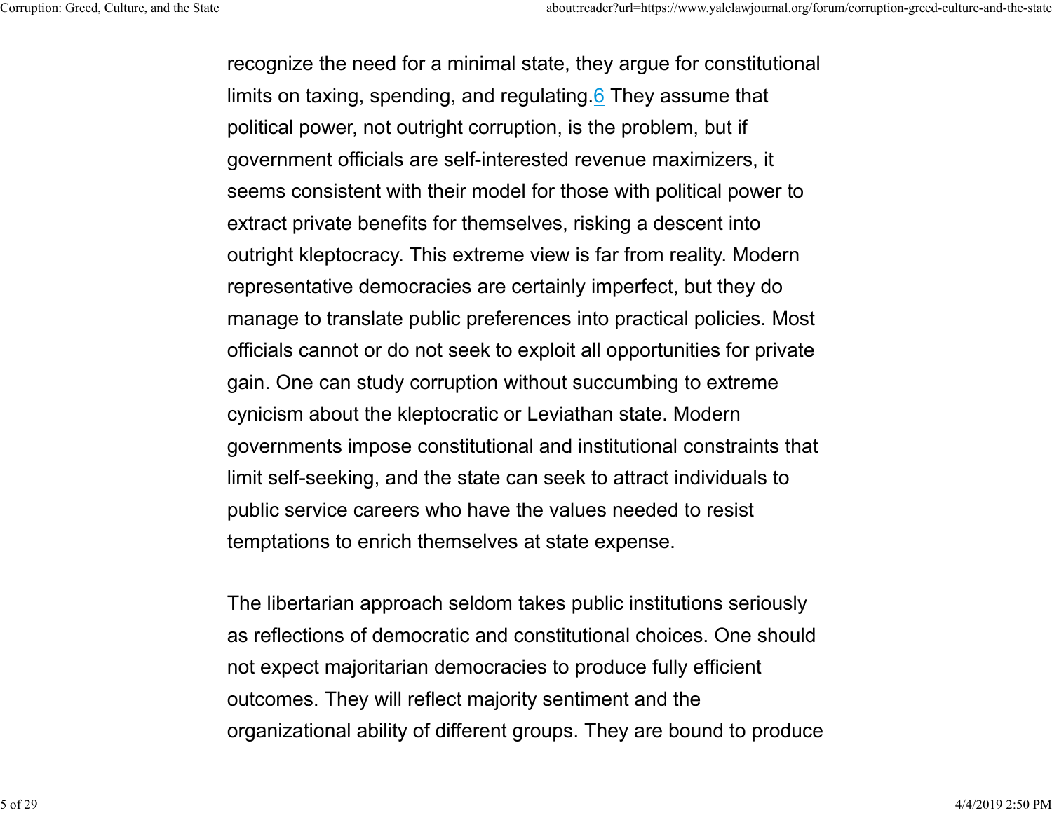recognize the need for a minimal state, they argue for constitutional limits on taxing, spending, and regulating.[6] They assume that political power, not outright corruption, is the problem, but if government officials are self-interested revenue maximizers, it seems consistent with their model for those with political power to extract private benefits for themselves, risking a descent into outright kleptocracy. This extreme view is far from reality. Modern representative democracies are certainly imperfect, but they do manage to translate public preferences into practical policies. Most officials cannot or do not seek to exploit all opportunities for private gain. One can study corruption without succumbing to extreme cynicism about the kleptocratic or Leviathan state. Modern governments impose constitutional and institutional constraints that limit self-seeking, and the state can seek to attract individuals to public service careers who have the values needed to resist temptations to enrich themselves at state expense.

The libertarian approach seldom takes public institutions seriously as reflections of democratic and constitutional choices. One should not expect majoritarian democracies to produce fully efficient outcomes. They will reflect majority sentiment and the organizational ability of different groups. They are bound to produce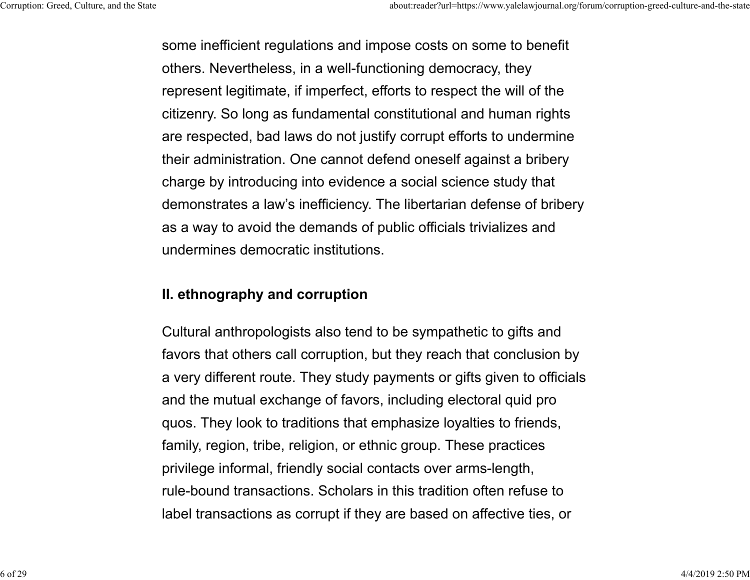some inefficient regulations and impose costs on some to benefit others. Nevertheless, in a well-functioning democracy, they represent legitimate, if imperfect, efforts to respect the will of the citizenry. So long as fundamental constitutional and human rights are respected, bad laws do not justify corrupt efforts to undermine their administration. One cannot defend oneself against a bribery charge by introducing into evidence a social science study that demonstrates a law's inefficiency. The libertarian defense of bribery as a way to avoid the demands of public officials trivializes and undermines democratic institutions.

## II. ethnography and corruption

Cultural anthropologists also tend to be sympathetic to gifts and favors that others call corruption, but they reach that conclusion by a very different route. They study payments or gifts given to officials and the mutual exchange of favors, including electoral quid pro quos. They look to traditions that emphasize loyalties to friends, family, region, tribe, religion, or ethnic group. These practices privilege informal, friendly social contacts over arms-length, rule-bound transactions. Scholars in this tradition often refuse to label transactions as corrupt if they are based on affective ties, or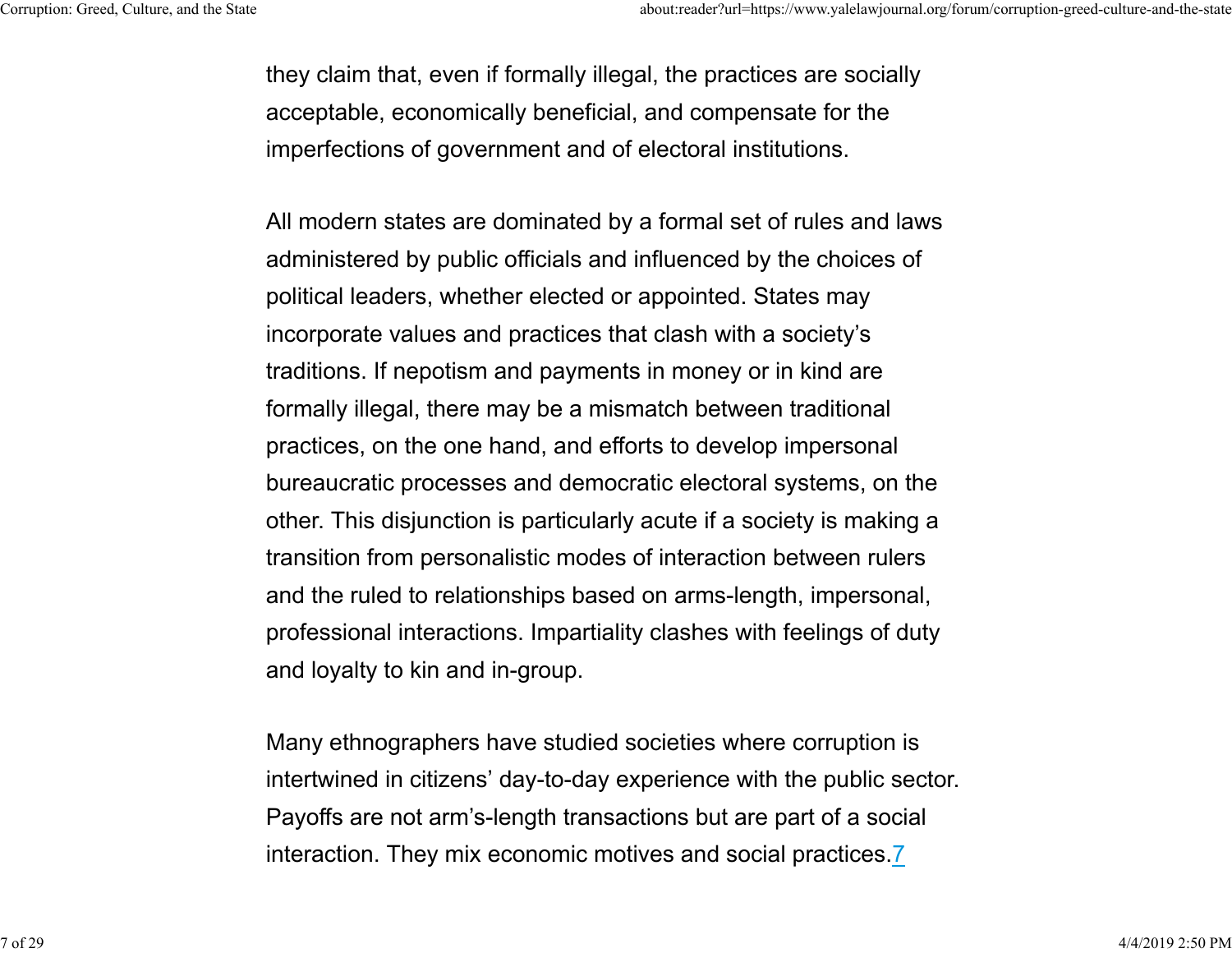they claim that, even if formally illegal, the practices are socially acceptable, economically beneficial, and compensate for the imperfections of government and of electoral institutions.

All modern states are dominated by a formal set of rules and laws administered by public officials and influenced by the choices of political leaders, whether elected or appointed. States may incorporate values and practices that clash with a society's traditions. If nepotism and payments in money or in kind are formally illegal, there may be a mismatch between traditional practices, on the one hand, and efforts to develop impersonal bureaucratic processes and democratic electoral systems, on the other. This disjunction is particularly acute if a society is making a transition from personalistic modes of interaction between rulers and the ruled to relationships based on arms-length, impersonal, professional interactions. Impartiality clashes with feelings of duty and loyalty to kin and in-group.

Many ethnographers have studied societies where corruption is intertwined in citizens' day-to-day experience with the public sector. Payoffs are not arm's-length transactions but are part of a social interaction. They mix economic motives and social practices.[7]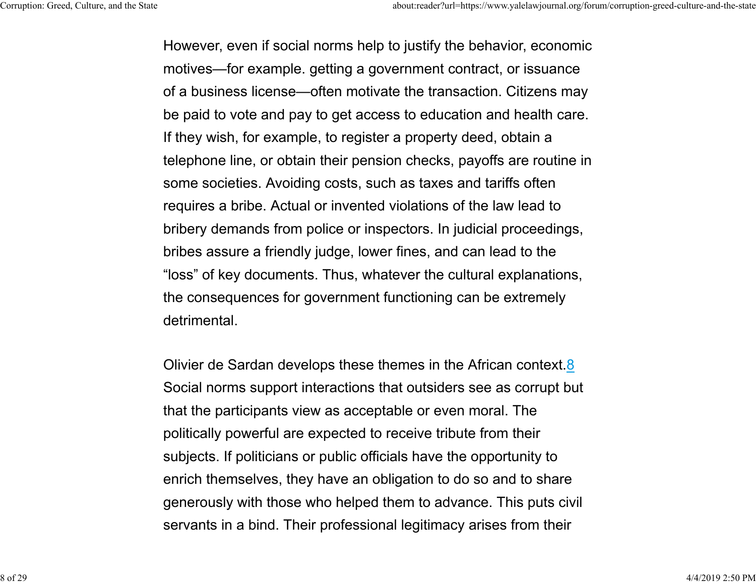However, even if social norms help to justify the behavior, economic motives—for example. getting a government contract, or issuance of a business license—often motivate the transaction. Citizens may be paid to vote and pay to get access to education and health care. If they wish, for example, to register a property deed, obtain a telephone line, or obtain their pension checks, payoffs are routine in some societies. Avoiding costs, such as taxes and tariffs often requires a bribe. Actual or invented violations of the law lead to bribery demands from police or inspectors. In judicial proceedings, bribes assure a friendly judge, lower fines, and can lead to the "loss" of key documents. Thus, whatever the cultural explanations, the consequences for government functioning can be extremely detrimental.

Olivier de Sardan develops these themes in the African context.[8] Social norms support interactions that outsiders see as corrupt but that the participants view as acceptable or even moral. The politically powerful are expected to receive tribute from their subjects. If politicians or public officials have the opportunity to enrich themselves, they have an obligation to do so and to share generously with those who helped them to advance. This puts civil servants in a bind. Their professional legitimacy arises from their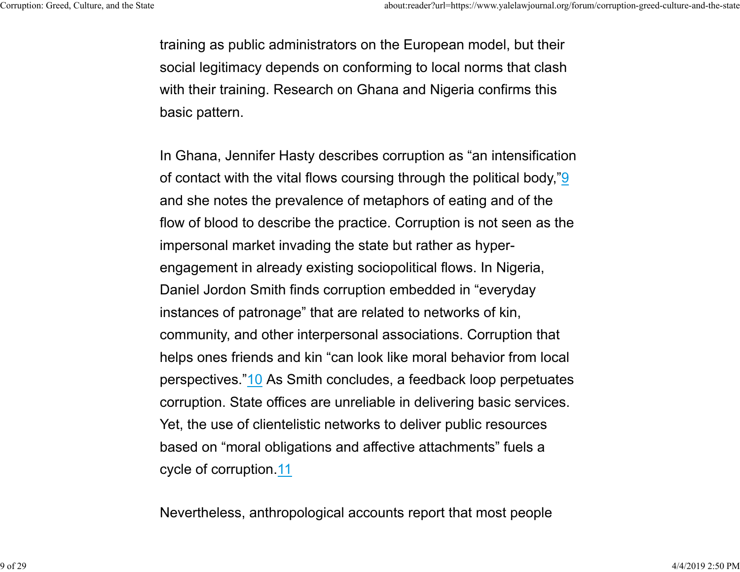training as public administrators on the European model, but their social legitimacy depends on conforming to local norms that clash with their training. Research on Ghana and Nigeria confirms this basic pattern.

In Ghana, Jennifer Hasty describes corruption as "an intensification of contact with the vital flows coursing through the political body,"[9] and she notes the prevalence of metaphors of eating and of the flow of blood to describe the practice. Corruption is not seen as the impersonal market invading the state but rather as hyper-engagement in already existing sociopolitical flows. In Nigeria, Daniel Jordon Smith finds corruption embedded in "everyday instances of patronage" that are related to networks of kin, community, and other interpersonal associations. Corruption that helps ones friends and kin "can look like moral behavior from local perspectives."[10] As Smith concludes, a feedback loop perpetuates corruption. State offices are unreliable in delivering basic services. Yet, the use of clientelistic networks to deliver public resources based on "moral obligations and affective attachments" fuels a cycle of corruption.[11]

Nevertheless, anthropological accounts report that most people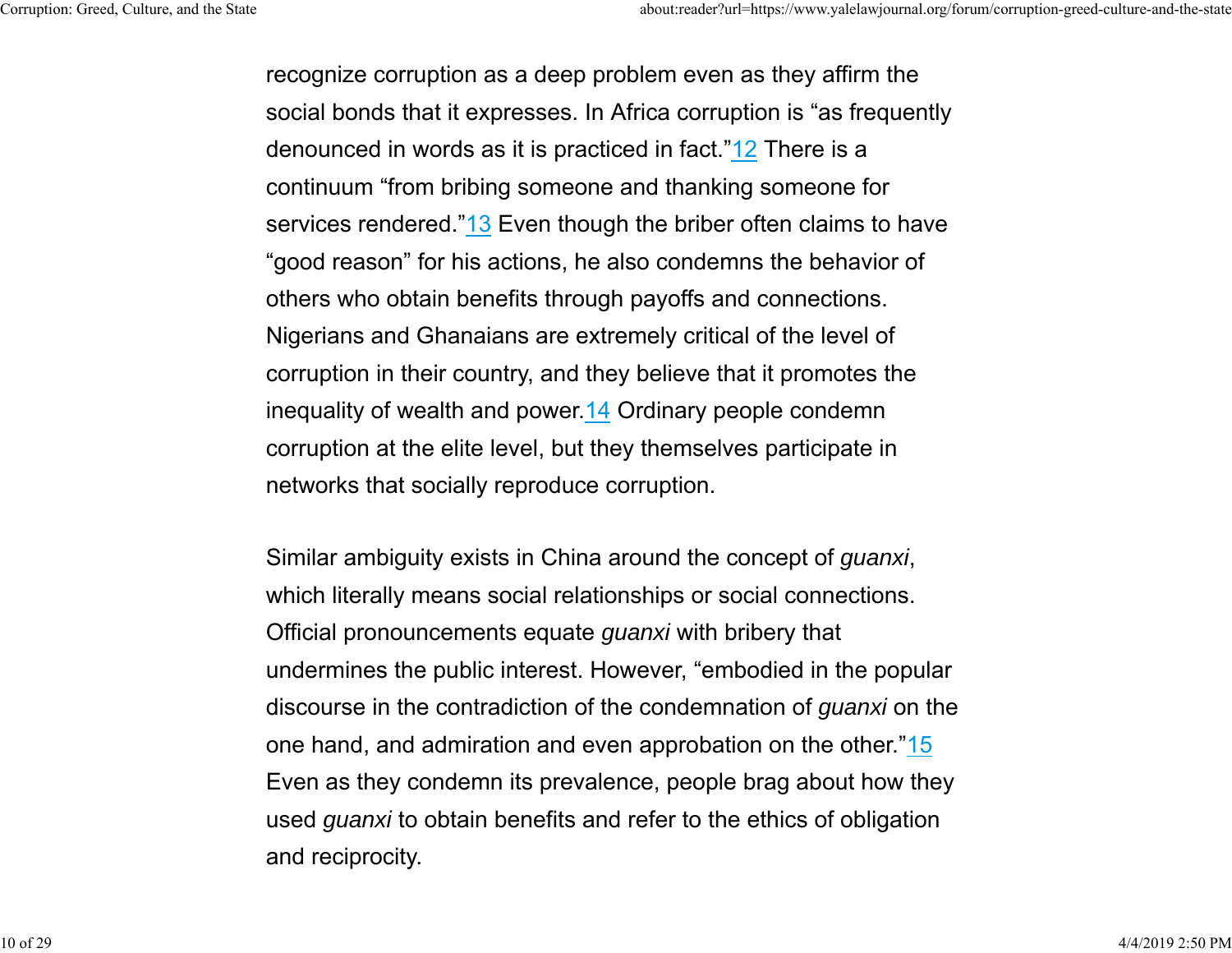recognize corruption as a deep problem even as they affirm the social bonds that it expresses. In Africa corruption is “as frequently denounced in words as it is practiced in fact.”[12] There is a continuum “from bribing someone and thanking someone for services rendered.”[13] Even though the briber often claims to have “good reason” for his actions, he also condemns the behavior of others who obtain benefits through payoffs and connections. Nigerians and Ghanaians are extremely critical of the level of corruption in their country, and they believe that it promotes the inequality of wealth and power.[14] Ordinary people condemn corruption at the elite level, but they themselves participate in networks that socially reproduce corruption.

Similar ambiguity exists in China around the concept of *guanxi*, which literally means social relationships or social connections. Official pronouncements equate *guanxi* with bribery that undermines the public interest. However, “embodied in the popular discourse in the contradiction of the condemnation of *guanxi* on the one hand, and admiration and even approbation on the other.”[15] Even as they condemn its prevalence, people brag about how they used *guanxi* to obtain benefits and refer to the ethics of obligation and reciprocity.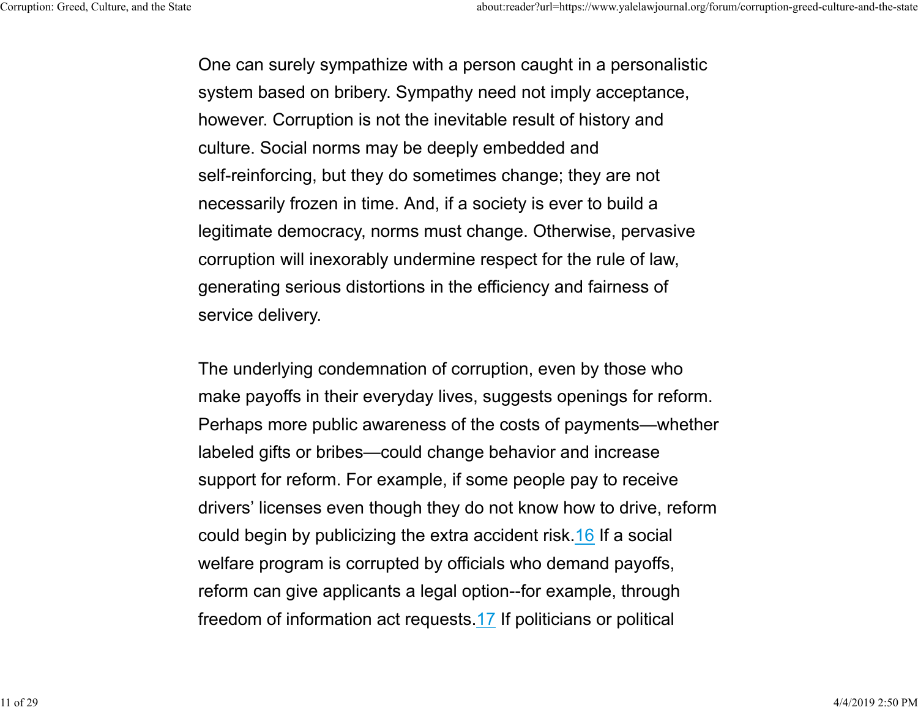One can surely sympathize with a person caught in a personalistic system based on bribery. Sympathy need not imply acceptance, however. Corruption is not the inevitable result of history and culture. Social norms may be deeply embedded and self-reinforcing, but they do sometimes change; they are not necessarily frozen in time. And, if a society is ever to build a legitimate democracy, norms must change. Otherwise, pervasive corruption will inexorably undermine respect for the rule of law, generating serious distortions in the efficiency and fairness of service delivery.

The underlying condemnation of corruption, even by those who make payoffs in their everyday lives, suggests openings for reform. Perhaps more public awareness of the costs of payments—whether labeled gifts or bribes—could change behavior and increase support for reform. For example, if some people pay to receive drivers' licenses even though they do not know how to drive, reform could begin by publicizing the extra accident risk.[16] If a social welfare program is corrupted by officials who demand payoffs, reform can give applicants a legal option--for example, through freedom of information act requests.[17] If politicians or political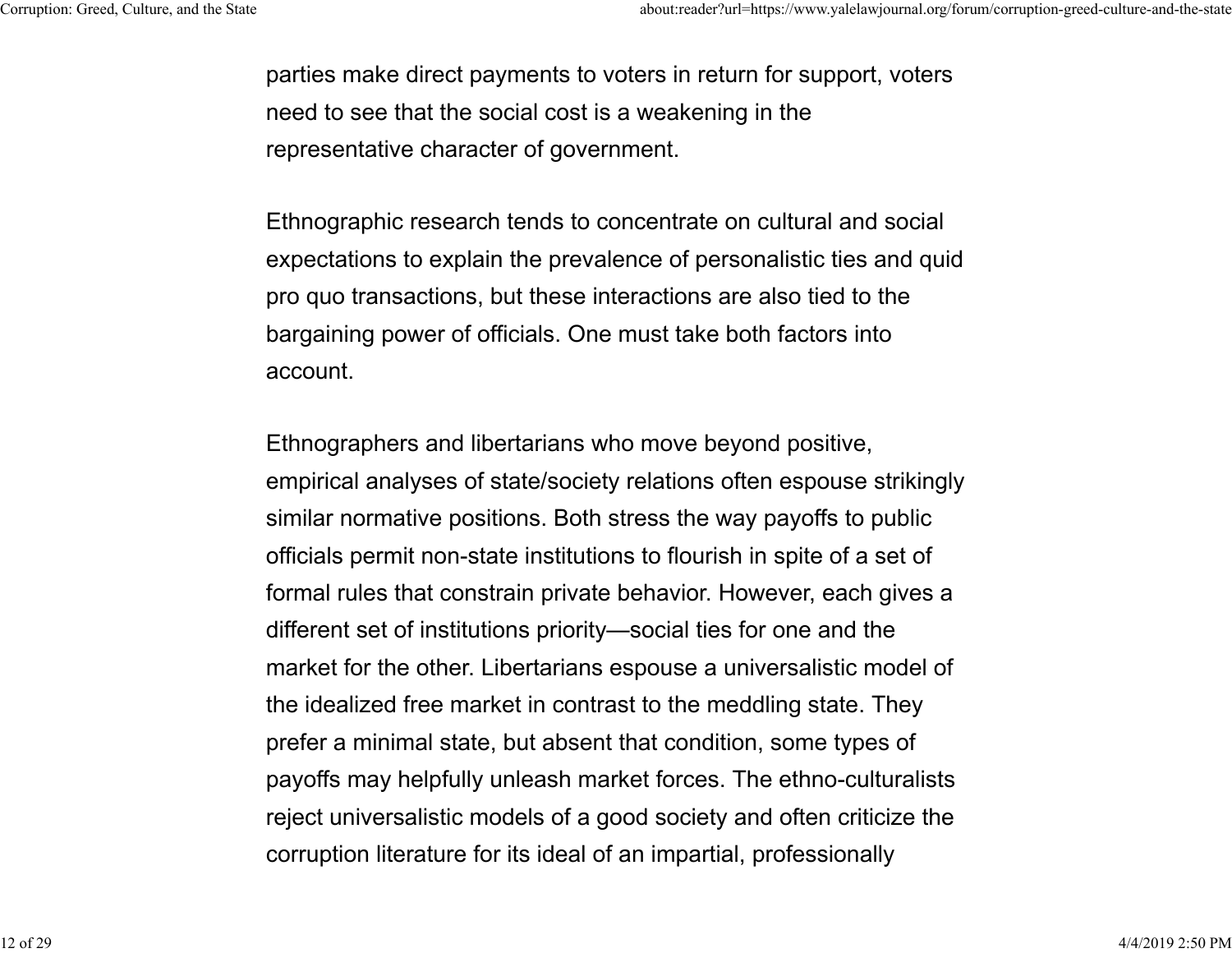parties make direct payments to voters in return for support, voters need to see that the social cost is a weakening in the representative character of government.

Ethnographic research tends to concentrate on cultural and social expectations to explain the prevalence of personalistic ties and quid pro quo transactions, but these interactions are also tied to the bargaining power of officials. One must take both factors into account.

Ethnographers and libertarians who move beyond positive, empirical analyses of state/society relations often espouse strikingly similar normative positions. Both stress the way payoffs to public officials permit non-state institutions to flourish in spite of a set of formal rules that constrain private behavior. However, each gives a different set of institutions priority—social ties for one and the market for the other. Libertarians espouse a universalistic model of the idealized free market in contrast to the meddling state. They prefer a minimal state, but absent that condition, some types of payoffs may helpfully unleash market forces. The ethno-culturalists reject universalistic models of a good society and often criticize the corruption literature for its ideal of an impartial, professionally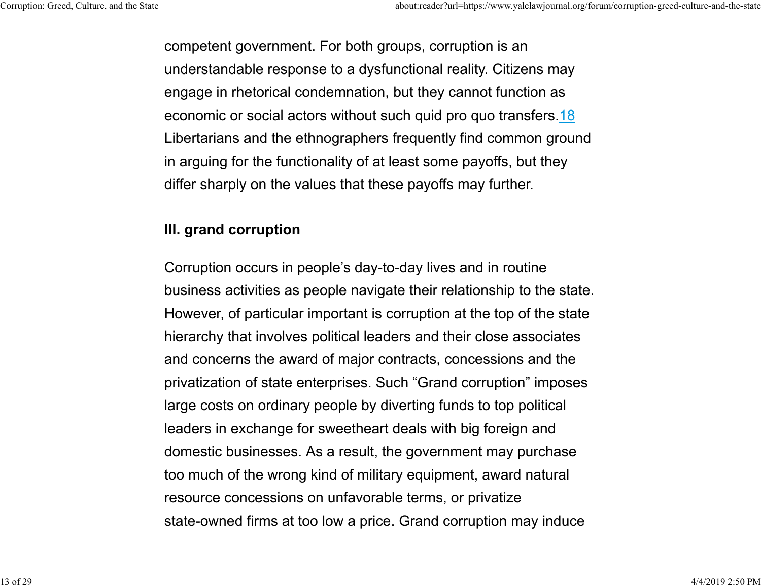competent government. For both groups, corruption is an understandable response to a dysfunctional reality. Citizens may engage in rhetorical condemnation, but they cannot function as economic or social actors without such quid pro quo transfers.[18] Libertarians and the ethnographers frequently find common ground in arguing for the functionality of at least some payoffs, but they differ sharply on the values that these payoffs may further.

## III. grand corruption

Corruption occurs in people's day-to-day lives and in routine business activities as people navigate their relationship to the state. However, of particular important is corruption at the top of the state hierarchy that involves political leaders and their close associates and concerns the award of major contracts, concessions and the privatization of state enterprises. Such "Grand corruption" imposes large costs on ordinary people by diverting funds to top political leaders in exchange for sweetheart deals with big foreign and domestic businesses. As a result, the government may purchase too much of the wrong kind of military equipment, award natural resource concessions on unfavorable terms, or privatize state-owned firms at too low a price. Grand corruption may induce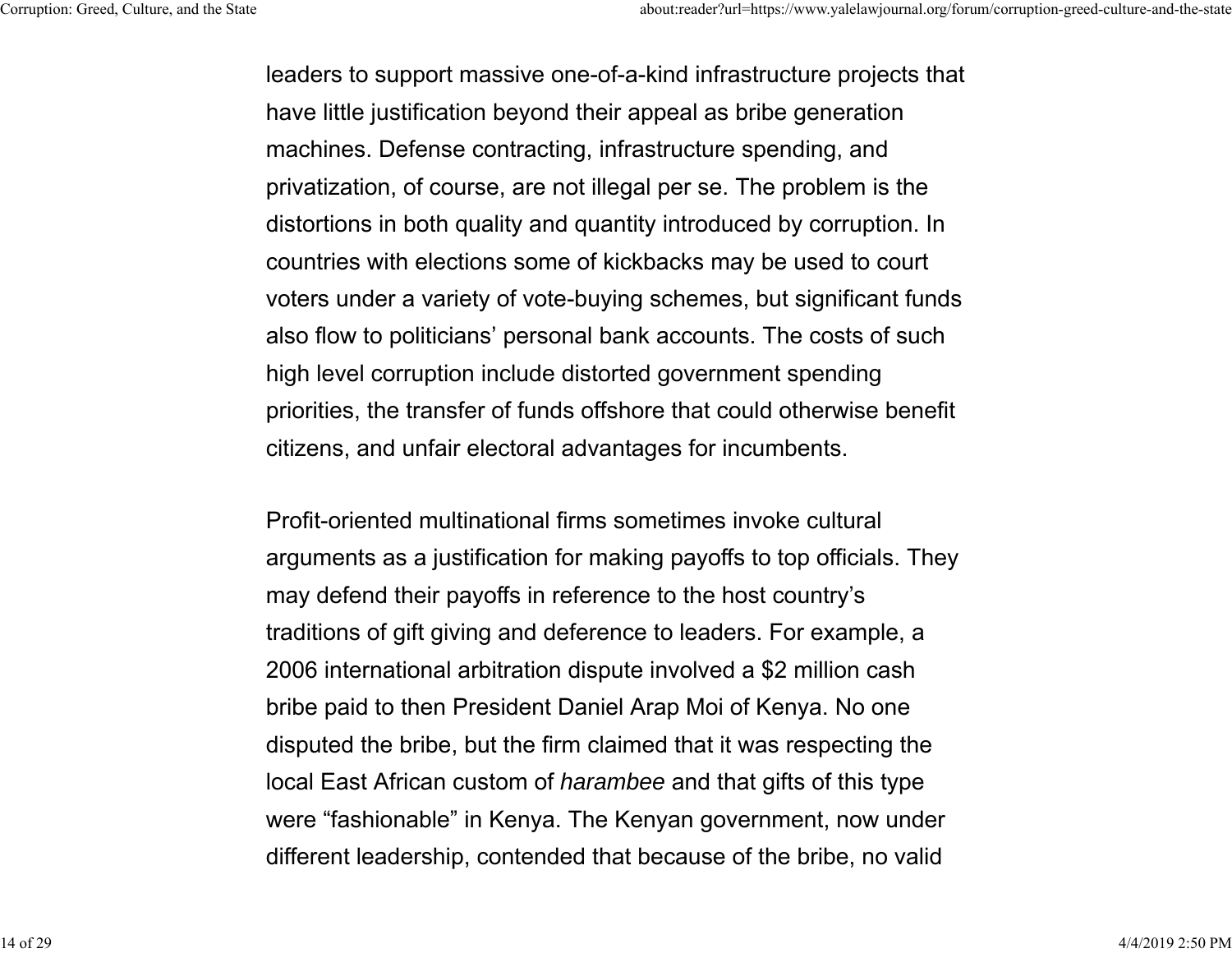leaders to support massive one-of-a-kind infrastructure projects that have little justification beyond their appeal as bribe generation machines. Defense contracting, infrastructure spending, and privatization, of course, are not illegal per se. The problem is the distortions in both quality and quantity introduced by corruption. In countries with elections some of kickbacks may be used to court voters under a variety of vote-buying schemes, but significant funds also flow to politicians' personal bank accounts. The costs of such high level corruption include distorted government spending priorities, the transfer of funds offshore that could otherwise benefit citizens, and unfair electoral advantages for incumbents.

Profit-oriented multinational firms sometimes invoke cultural arguments as a justification for making payoffs to top officials. They may defend their payoffs in reference to the host country's traditions of gift giving and deference to leaders. For example, a 2006 international arbitration dispute involved a $2 million cash bribe paid to then President Daniel Arap Moi of Kenya. No one disputed the bribe, but the firm claimed that it was respecting the local East African custom of *harambee* and that gifts of this type were "fashionable" in Kenya. The Kenyan government, now under different leadership, contended that because of the bribe, no valid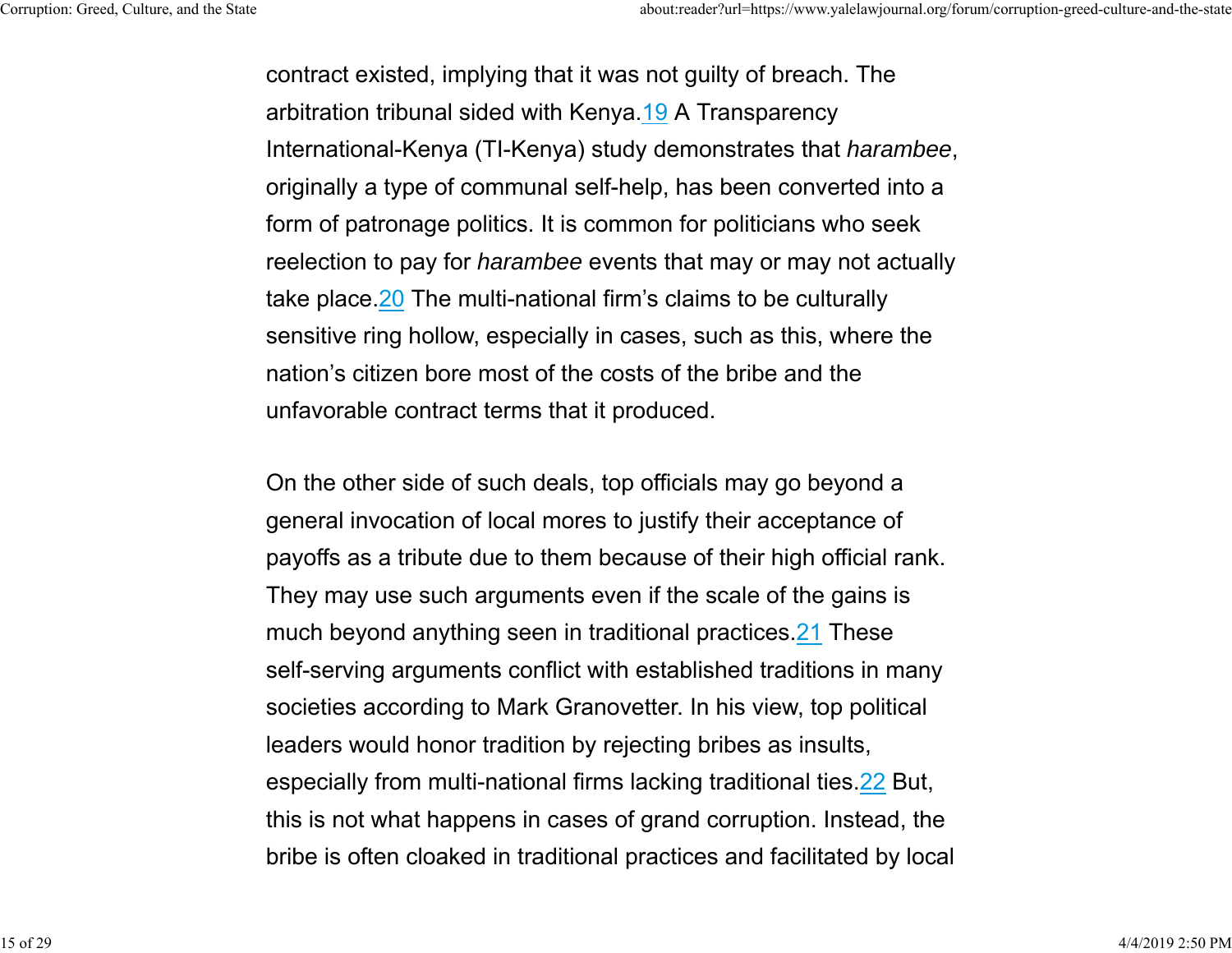contract existed, implying that it was not guilty of breach. The arbitration tribunal sided with Kenya.[19] A Transparency International-Kenya (TI-Kenya) study demonstrates that *harambee*, originally a type of communal self-help, has been converted into a form of patronage politics. It is common for politicians who seek reelection to pay for *harambee* events that may or may not actually take place.[20] The multi-national firm's claims to be culturally sensitive ring hollow, especially in cases, such as this, where the nation's citizen bore most of the costs of the bribe and the unfavorable contract terms that it produced.

On the other side of such deals, top officials may go beyond a general invocation of local mores to justify their acceptance of payoffs as a tribute due to them because of their high official rank. They may use such arguments even if the scale of the gains is much beyond anything seen in traditional practices.[21] These self-serving arguments conflict with established traditions in many societies according to Mark Granovetter. In his view, top political leaders would honor tradition by rejecting bribes as insults, especially from multi-national firms lacking traditional ties.[22] But, this is not what happens in cases of grand corruption. Instead, the bribe is often cloaked in traditional practices and facilitated by local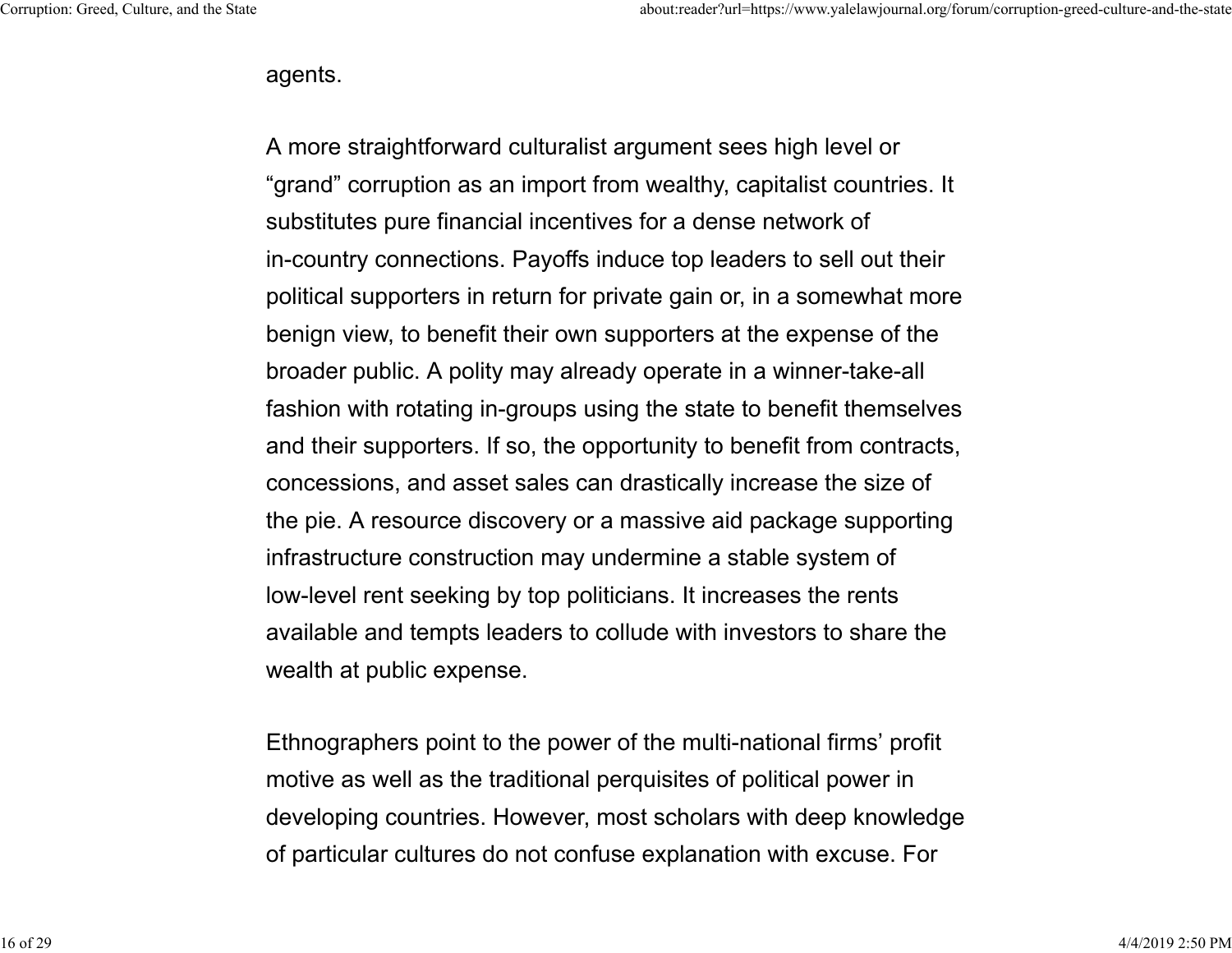agents.

A more straightforward culturalist argument sees high level or “grand” corruption as an import from wealthy, capitalist countries. It substitutes pure financial incentives for a dense network of in-country connections. Payoffs induce top leaders to sell out their political supporters in return for private gain or, in a somewhat more benign view, to benefit their own supporters at the expense of the broader public. A polity may already operate in a winner-take-all fashion with rotating in-groups using the state to benefit themselves and their supporters. If so, the opportunity to benefit from contracts, concessions, and asset sales can drastically increase the size of the pie. A resource discovery or a massive aid package supporting infrastructure construction may undermine a stable system of low-level rent seeking by top politicians. It increases the rents available and tempts leaders to collude with investors to share the wealth at public expense.

Ethnographers point to the power of the multi-national firms’ profit motive as well as the traditional perquisites of political power in developing countries. However, most scholars with deep knowledge of particular cultures do not confuse explanation with excuse. For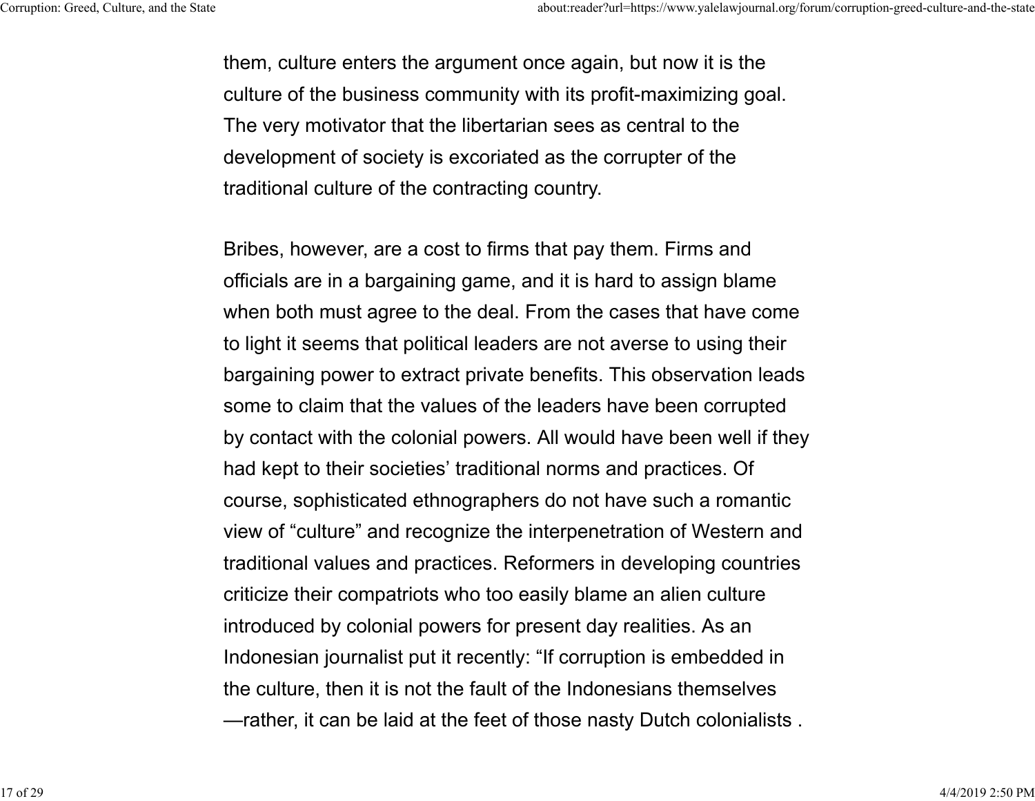them, culture enters the argument once again, but now it is the culture of the business community with its profit-maximizing goal. The very motivator that the libertarian sees as central to the development of society is excoriated as the corrupter of the traditional culture of the contracting country.

Bribes, however, are a cost to firms that pay them. Firms and officials are in a bargaining game, and it is hard to assign blame when both must agree to the deal. From the cases that have come to light it seems that political leaders are not averse to using their bargaining power to extract private benefits. This observation leads some to claim that the values of the leaders have been corrupted by contact with the colonial powers. All would have been well if they had kept to their societies' traditional norms and practices. Of course, sophisticated ethnographers do not have such a romantic view of "culture" and recognize the interpenetration of Western and traditional values and practices. Reformers in developing countries criticize their compatriots who too easily blame an alien culture introduced by colonial powers for present day realities. As an Indonesian journalist put it recently: "If corruption is embedded in the culture, then it is not the fault of the Indonesians themselves —rather, it can be laid at the feet of those nasty Dutch colonialists .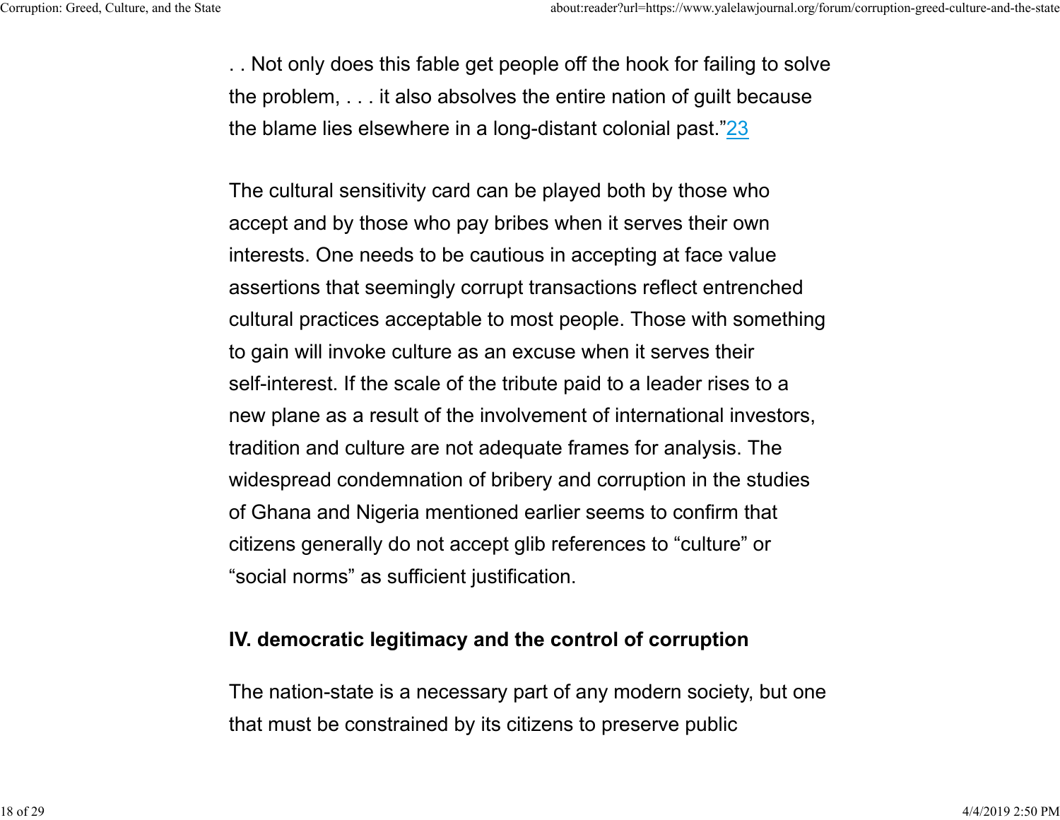. . Not only does this fable get people off the hook for failing to solve the problem, . . . it also absolves the entire nation of guilt because the blame lies elsewhere in a long-distant colonial past."[23]

The cultural sensitivity card can be played both by those who accept and by those who pay bribes when it serves their own interests. One needs to be cautious in accepting at face value assertions that seemingly corrupt transactions reflect entrenched cultural practices acceptable to most people. Those with something to gain will invoke culture as an excuse when it serves their self-interest. If the scale of the tribute paid to a leader rises to a new plane as a result of the involvement of international investors, tradition and culture are not adequate frames for analysis. The widespread condemnation of bribery and corruption in the studies of Ghana and Nigeria mentioned earlier seems to confirm that citizens generally do not accept glib references to "culture" or "social norms" as sufficient justification.

## IV. democratic legitimacy and the control of corruption

The nation-state is a necessary part of any modern society, but one that must be constrained by its citizens to preserve public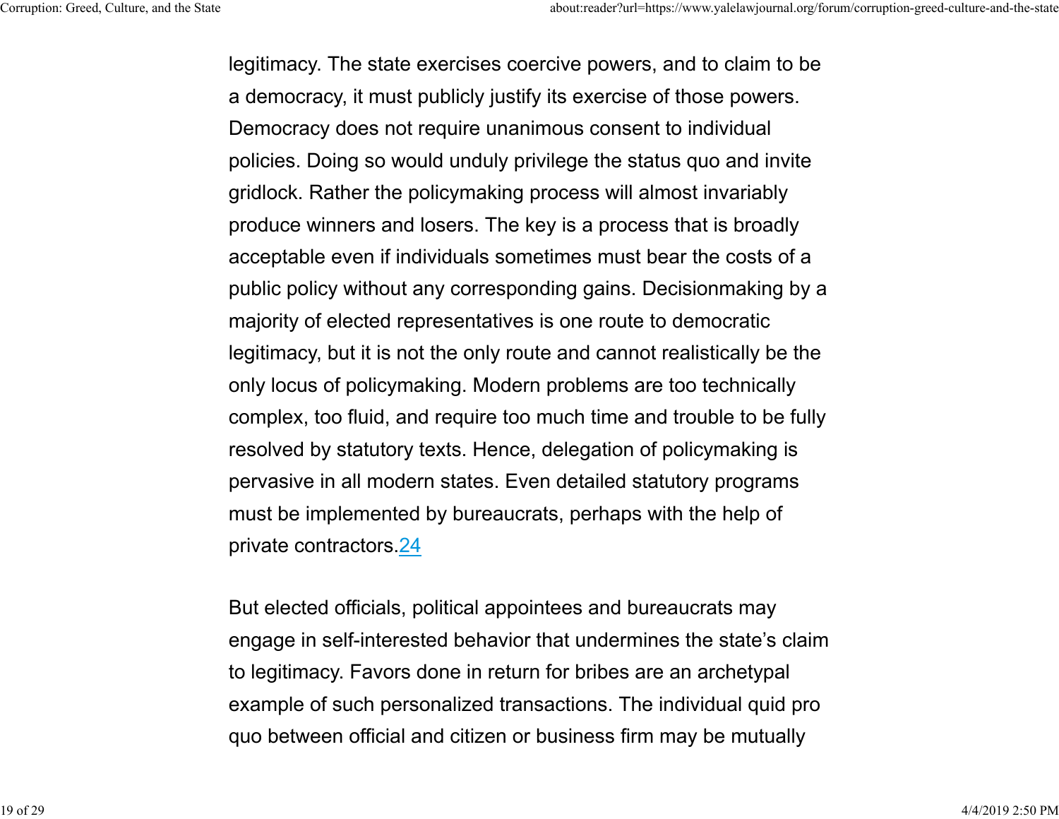legitimacy. The state exercises coercive powers, and to claim to be a democracy, it must publicly justify its exercise of those powers. Democracy does not require unanimous consent to individual policies. Doing so would unduly privilege the status quo and invite gridlock. Rather the policymaking process will almost invariably produce winners and losers. The key is a process that is broadly acceptable even if individuals sometimes must bear the costs of a public policy without any corresponding gains. Decisionmaking by a majority of elected representatives is one route to democratic legitimacy, but it is not the only route and cannot realistically be the only locus of policymaking. Modern problems are too technically complex, too fluid, and require too much time and trouble to be fully resolved by statutory texts. Hence, delegation of policymaking is pervasive in all modern states. Even detailed statutory programs must be implemented by bureaucrats, perhaps with the help of private contractors.[24]

But elected officials, political appointees and bureaucrats may engage in self-interested behavior that undermines the state's claim to legitimacy. Favors done in return for bribes are an archetypal example of such personalized transactions. The individual quid pro quo between official and citizen or business firm may be mutually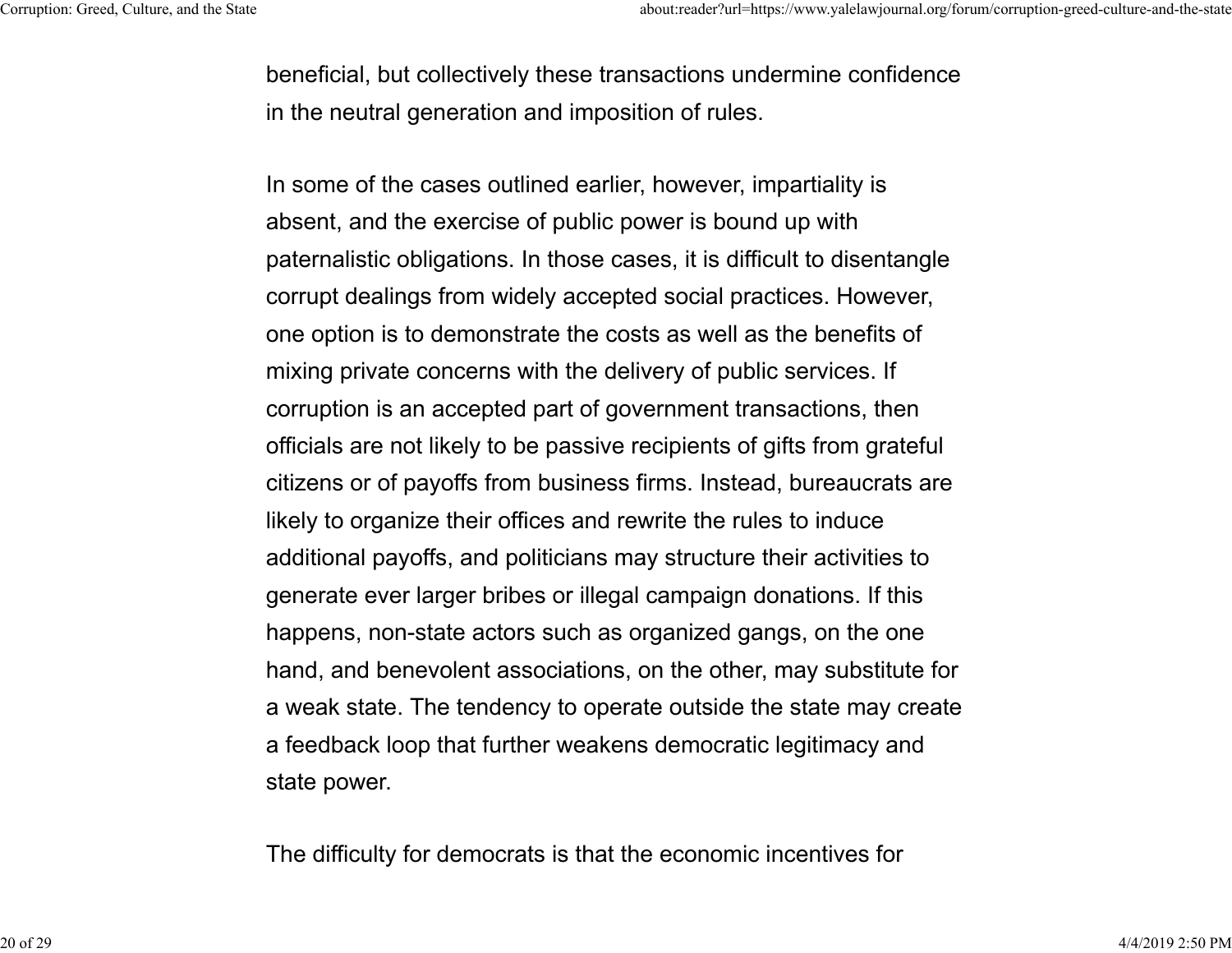beneficial, but collectively these transactions undermine confidence in the neutral generation and imposition of rules.

In some of the cases outlined earlier, however, impartiality is absent, and the exercise of public power is bound up with paternalistic obligations. In those cases, it is difficult to disentangle corrupt dealings from widely accepted social practices. However, one option is to demonstrate the costs as well as the benefits of mixing private concerns with the delivery of public services. If corruption is an accepted part of government transactions, then officials are not likely to be passive recipients of gifts from grateful citizens or of payoffs from business firms. Instead, bureaucrats are likely to organize their offices and rewrite the rules to induce additional payoffs, and politicians may structure their activities to generate ever larger bribes or illegal campaign donations. If this happens, non-state actors such as organized gangs, on the one hand, and benevolent associations, on the other, may substitute for a weak state. The tendency to operate outside the state may create a feedback loop that further weakens democratic legitimacy and state power.

The difficulty for democrats is that the economic incentives for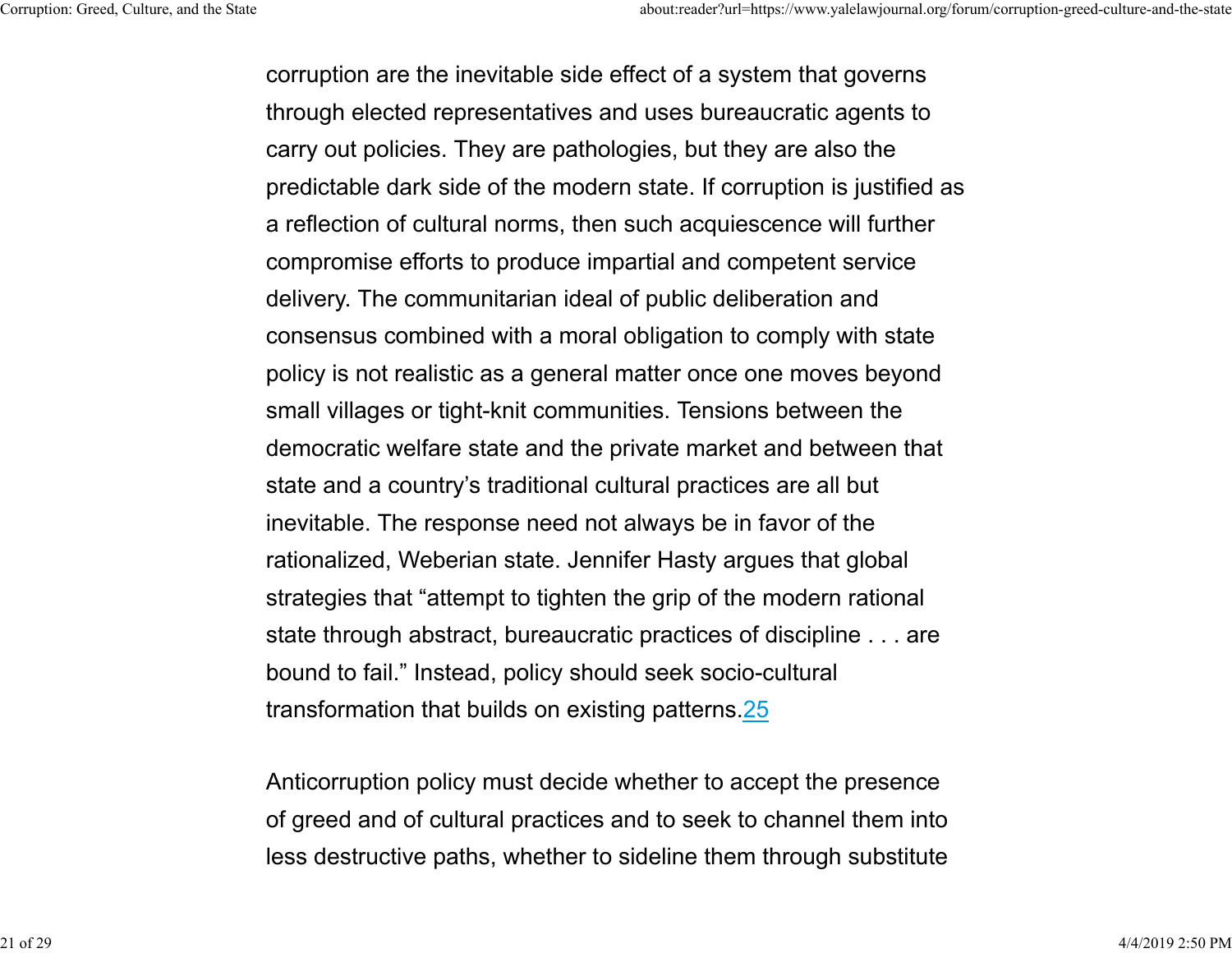corruption are the inevitable side effect of a system that governs through elected representatives and uses bureaucratic agents to carry out policies. They are pathologies, but they are also the predictable dark side of the modern state. If corruption is justified as a reflection of cultural norms, then such acquiescence will further compromise efforts to produce impartial and competent service delivery. The communitarian ideal of public deliberation and consensus combined with a moral obligation to comply with state policy is not realistic as a general matter once one moves beyond small villages or tight-knit communities. Tensions between the democratic welfare state and the private market and between that state and a country's traditional cultural practices are all but inevitable. The response need not always be in favor of the rationalized, Weberian state. Jennifer Hasty argues that global strategies that "attempt to tighten the grip of the modern rational state through abstract, bureaucratic practices of discipline . . . are bound to fail." Instead, policy should seek socio-cultural transformation that builds on existing patterns.[25]

Anticorruption policy must decide whether to accept the presence of greed and of cultural practices and to seek to channel them into less destructive paths, whether to sideline them through substitute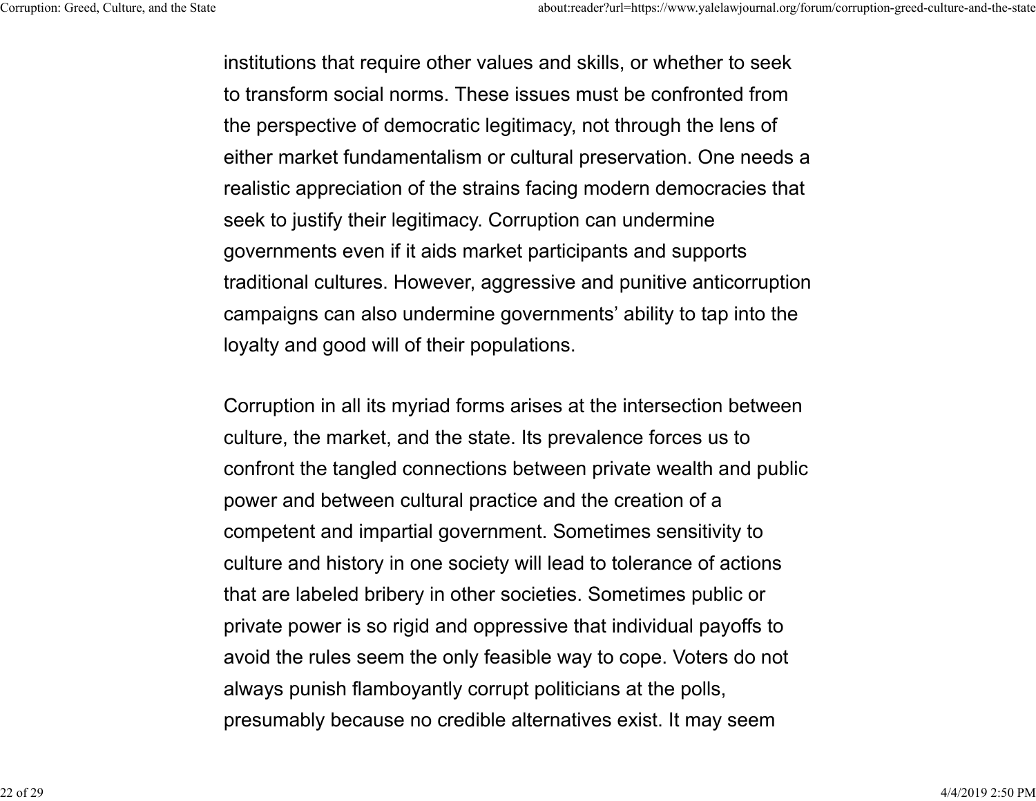institutions that require other values and skills, or whether to seek to transform social norms. These issues must be confronted from the perspective of democratic legitimacy, not through the lens of either market fundamentalism or cultural preservation. One needs a realistic appreciation of the strains facing modern democracies that seek to justify their legitimacy. Corruption can undermine governments even if it aids market participants and supports traditional cultures. However, aggressive and punitive anticorruption campaigns can also undermine governments' ability to tap into the loyalty and good will of their populations.

Corruption in all its myriad forms arises at the intersection between culture, the market, and the state. Its prevalence forces us to confront the tangled connections between private wealth and public power and between cultural practice and the creation of a competent and impartial government. Sometimes sensitivity to culture and history in one society will lead to tolerance of actions that are labeled bribery in other societies. Sometimes public or private power is so rigid and oppressive that individual payoffs to avoid the rules seem the only feasible way to cope. Voters do not always punish flamboyantly corrupt politicians at the polls, presumably because no credible alternatives exist. It may seem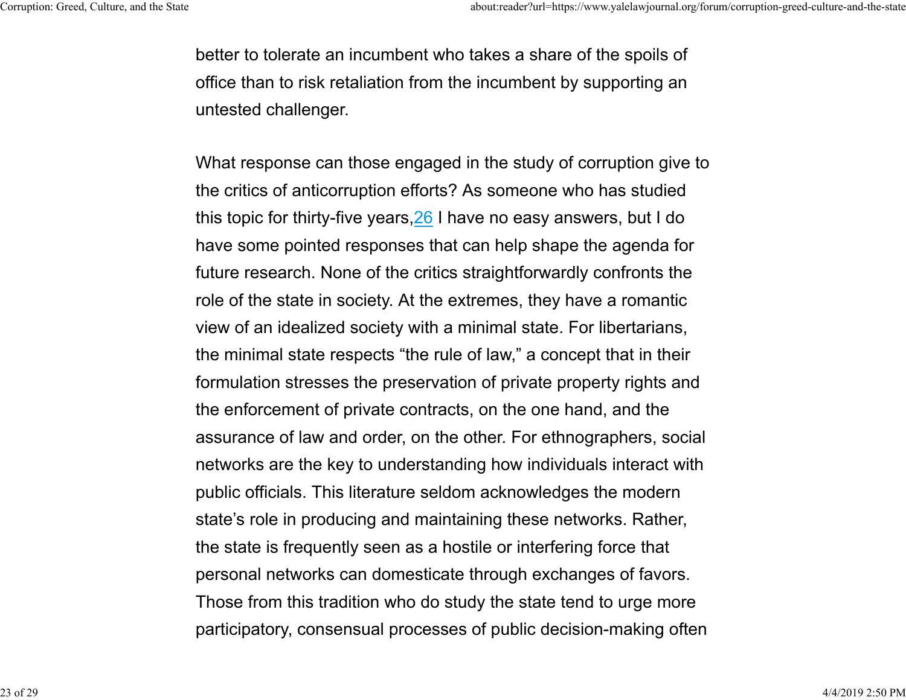better to tolerate an incumbent who takes a share of the spoils of office than to risk retaliation from the incumbent by supporting an untested challenger.

What response can those engaged in the study of corruption give to the critics of anticorruption efforts? As someone who has studied this topic for thirty-five years,[26] I have no easy answers, but I do have some pointed responses that can help shape the agenda for future research. None of the critics straightforwardly confronts the role of the state in society. At the extremes, they have a romantic view of an idealized society with a minimal state. For libertarians, the minimal state respects "the rule of law," a concept that in their formulation stresses the preservation of private property rights and the enforcement of private contracts, on the one hand, and the assurance of law and order, on the other. For ethnographers, social networks are the key to understanding how individuals interact with public officials. This literature seldom acknowledges the modern state's role in producing and maintaining these networks. Rather, the state is frequently seen as a hostile or interfering force that personal networks can domesticate through exchanges of favors. Those from this tradition who do study the state tend to urge more participatory, consensual processes of public decision-making often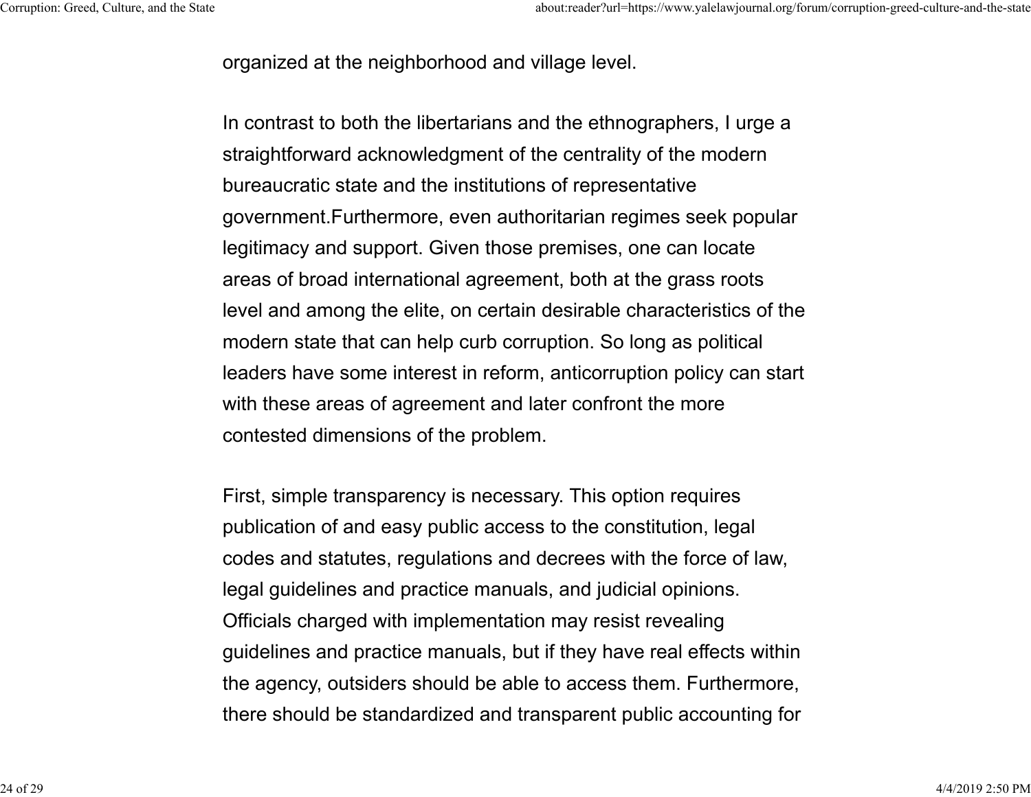organized at the neighborhood and village level.

In contrast to both the libertarians and the ethnographers, I urge a straightforward acknowledgment of the centrality of the modern bureaucratic state and the institutions of representative government.Furthermore, even authoritarian regimes seek popular legitimacy and support. Given those premises, one can locate areas of broad international agreement, both at the grass roots level and among the elite, on certain desirable characteristics of the modern state that can help curb corruption. So long as political leaders have some interest in reform, anticorruption policy can start with these areas of agreement and later confront the more contested dimensions of the problem.

First, simple transparency is necessary. This option requires publication of and easy public access to the constitution, legal codes and statutes, regulations and decrees with the force of law, legal guidelines and practice manuals, and judicial opinions. Officials charged with implementation may resist revealing guidelines and practice manuals, but if they have real effects within the agency, outsiders should be able to access them. Furthermore, there should be standardized and transparent public accounting for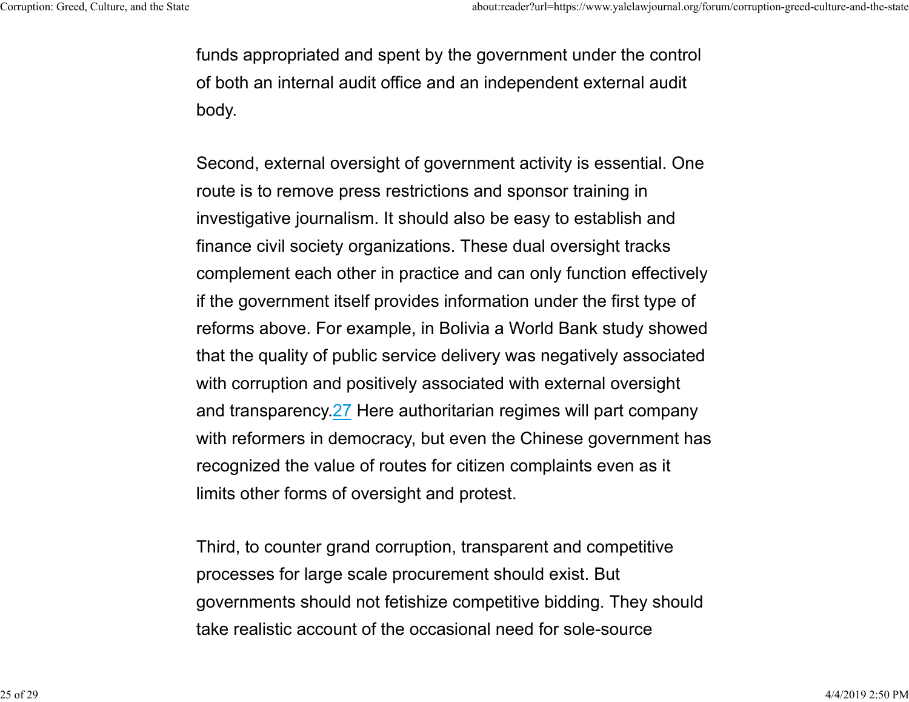funds appropriated and spent by the government under the control of both an internal audit office and an independent external audit body.

Second, external oversight of government activity is essential. One route is to remove press restrictions and sponsor training in investigative journalism. It should also be easy to establish and finance civil society organizations. These dual oversight tracks complement each other in practice and can only function effectively if the government itself provides information under the first type of reforms above. For example, in Bolivia a World Bank study showed that the quality of public service delivery was negatively associated with corruption and positively associated with external oversight and transparency.[27] Here authoritarian regimes will part company with reformers in democracy, but even the Chinese government has recognized the value of routes for citizen complaints even as it limits other forms of oversight and protest.

Third, to counter grand corruption, transparent and competitive processes for large scale procurement should exist. But governments should not fetishize competitive bidding. They should take realistic account of the occasional need for sole-source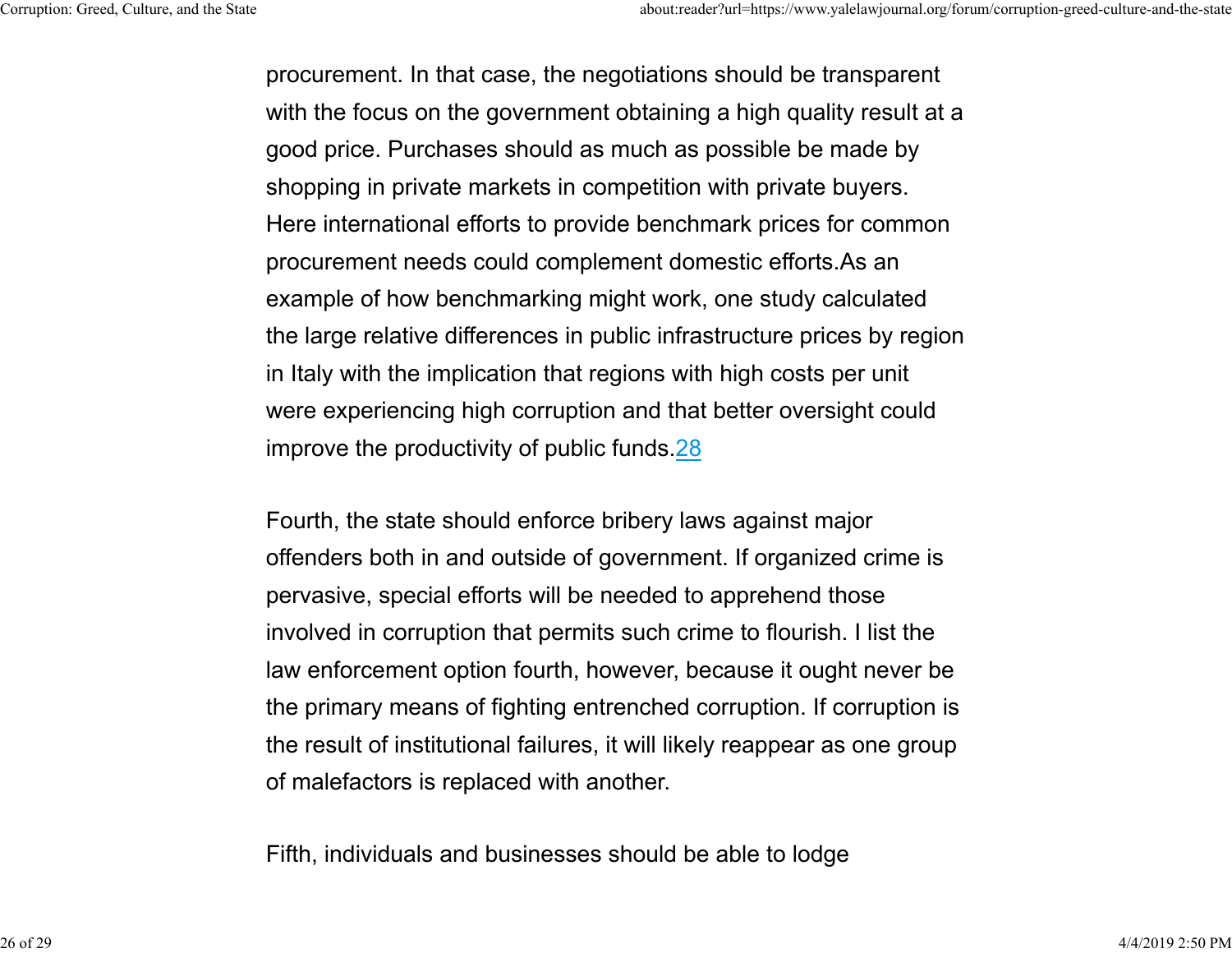procurement. In that case, the negotiations should be transparent with the focus on the government obtaining a high quality result at a good price. Purchases should as much as possible be made by shopping in private markets in competition with private buyers. Here international efforts to provide benchmark prices for common procurement needs could complement domestic efforts.As an example of how benchmarking might work, one study calculated the large relative differences in public infrastructure prices by region in Italy with the implication that regions with high costs per unit were experiencing high corruption and that better oversight could improve the productivity of public funds.[28]

Fourth, the state should enforce bribery laws against major offenders both in and outside of government. If organized crime is pervasive, special efforts will be needed to apprehend those involved in corruption that permits such crime to flourish. I list the law enforcement option fourth, however, because it ought never be the primary means of fighting entrenched corruption. If corruption is the result of institutional failures, it will likely reappear as one group of malefactors is replaced with another.

Fifth, individuals and businesses should be able to lodge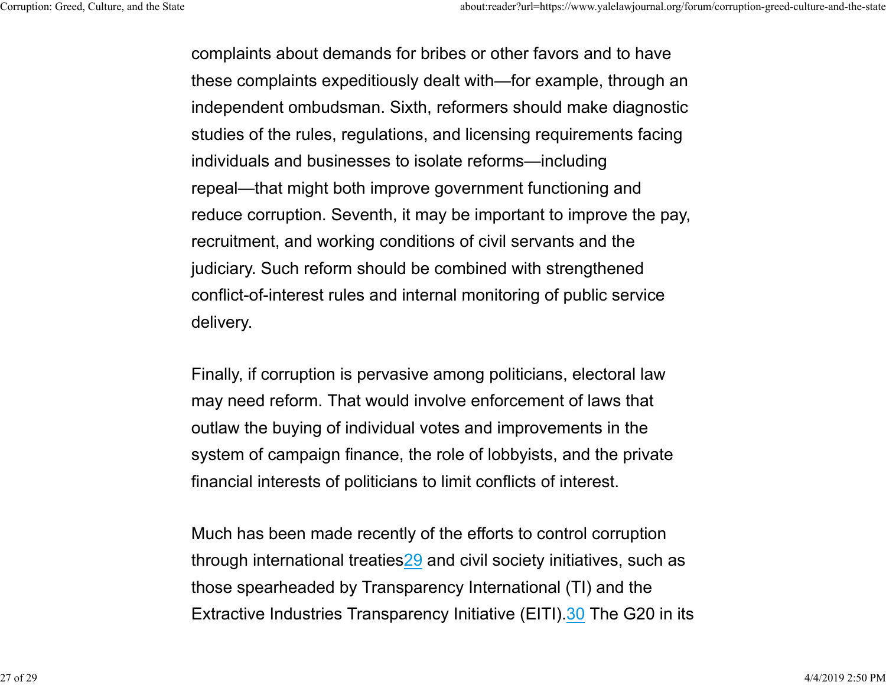complaints about demands for bribes or other favors and to have these complaints expeditiously dealt with—for example, through an independent ombudsman. Sixth, reformers should make diagnostic studies of the rules, regulations, and licensing requirements facing individuals and businesses to isolate reforms—including repeal—that might both improve government functioning and reduce corruption. Seventh, it may be important to improve the pay, recruitment, and working conditions of civil servants and the judiciary. Such reform should be combined with strengthened conflict-of-interest rules and internal monitoring of public service delivery.

Finally, if corruption is pervasive among politicians, electoral law may need reform. That would involve enforcement of laws that outlaw the buying of individual votes and improvements in the system of campaign finance, the role of lobbyists, and the private financial interests of politicians to limit conflicts of interest.

Much has been made recently of the efforts to control corruption through international treaties[29] and civil society initiatives, such as those spearheaded by Transparency International (TI) and the Extractive Industries Transparency Initiative (EITI).[30] The G20 in its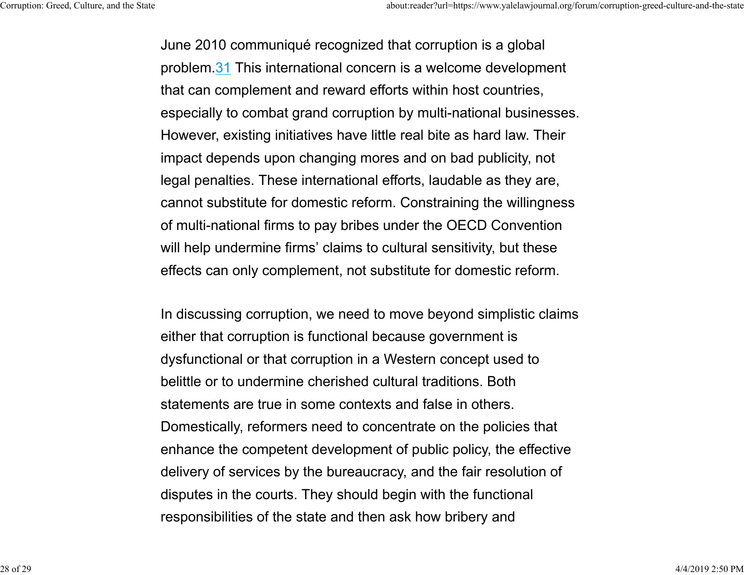June 2010 communiqué recognized that corruption is a global problem.[31] This international concern is a welcome development that can complement and reward efforts within host countries, especially to combat grand corruption by multi-national businesses. However, existing initiatives have little real bite as hard law. Their impact depends upon changing mores and on bad publicity, not legal penalties. These international efforts, laudable as they are, cannot substitute for domestic reform. Constraining the willingness of multi-national firms to pay bribes under the OECD Convention will help undermine firms' claims to cultural sensitivity, but these effects can only complement, not substitute for domestic reform.

In discussing corruption, we need to move beyond simplistic claims either that corruption is functional because government is dysfunctional or that corruption in a Western concept used to belittle or to undermine cherished cultural traditions. Both statements are true in some contexts and false in others. Domestically, reformers need to concentrate on the policies that enhance the competent development of public policy, the effective delivery of services by the bureaucracy, and the fair resolution of disputes in the courts. They should begin with the functional responsibilities of the state and then ask how bribery and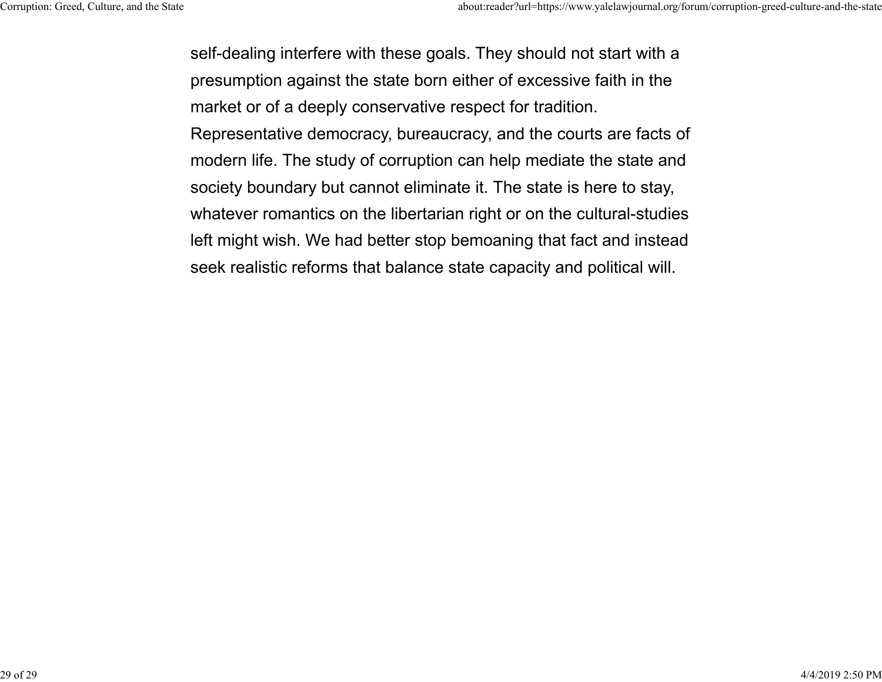self-dealing interfere with these goals. They should not start with a presumption against the state born either of excessive faith in the market or of a deeply conservative respect for tradition. Representative democracy, bureaucracy, and the courts are facts of modern life. The study of corruption can help mediate the state and society boundary but cannot eliminate it. The state is here to stay, whatever romantics on the libertarian right or on the cultural-studies left might wish. We had better stop bemoaning that fact and instead seek realistic reforms that balance state capacity and political will.